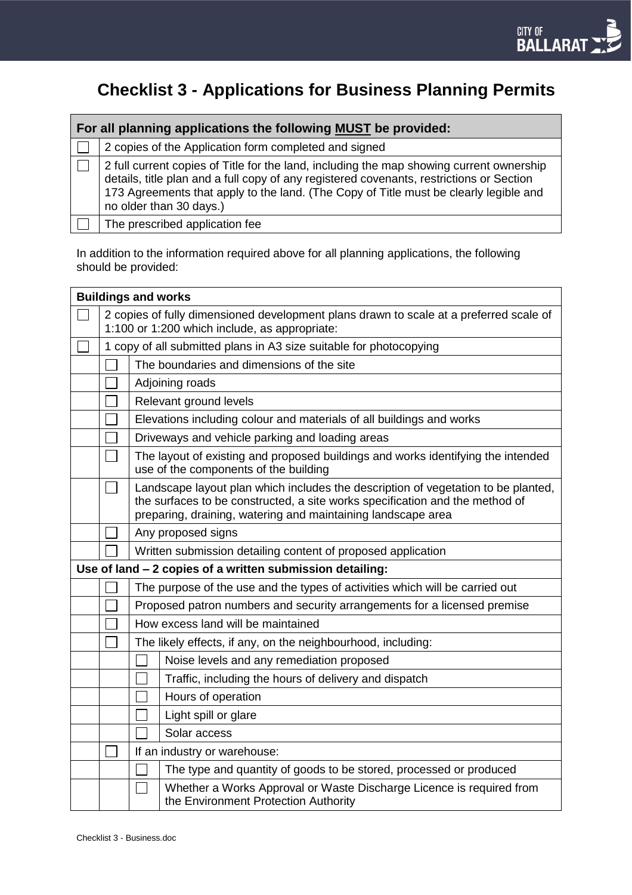# Checklist 3 - Applications for Business Planning Permits

| For all planning applications the following MUST be provided: | |
|---|---|
| ☐ | 2 copies of the Application form completed and signed |
| ☐ | 2 full current copies of Title for the land, including the map showing current ownership details, title plan and a full copy of any registered covenants, restrictions or Section 173 Agreements that apply to the land. (The Copy of Title must be clearly legible and no older than 30 days.) |
| ☐ | The prescribed application fee |

In addition to the information required above for all planning applications, the following should be provided:

| Buildings and works | | | |
|---|---|---|---|
| ☐ | 2 copies of fully dimensioned development plans drawn to scale at a preferred scale of 1:100 or 1:200 which include, as appropriate: | | |
| ☐ | 1 copy of all submitted plans in A3 size suitable for photocopying | | |
| | ☐ | The boundaries and dimensions of the site | |
| | ☐ | Adjoining roads | |
| | ☐ | Relevant ground levels | |
| | ☐ | Elevations including colour and materials of all buildings and works | |
| | ☐ | Driveways and vehicle parking and loading areas | |
| | ☐ | The layout of existing and proposed buildings and works identifying the intended use of the components of the building | |
| | ☐ | Landscape layout plan which includes the description of vegetation to be planted, the surfaces to be constructed, a site works specification and the method of preparing, draining, watering and maintaining landscape area | |
| | ☐ | Any proposed signs | |
| | ☐ | Written submission detailing content of proposed application | |
| **Use of land – 2 copies of a written submission detailing:** | | | |
| | ☐ | The purpose of the use and the types of activities which will be carried out | |
| | ☐ | Proposed patron numbers and security arrangements for a licensed premise | |
| | ☐ | How excess land will be maintained | |
| | ☐ | The likely effects, if any, on the neighbourhood, including: | |
| | | ☐ | Noise levels and any remediation proposed |
| | | ☐ | Traffic, including the hours of delivery and dispatch |
| | | ☐ | Hours of operation |
| | | ☐ | Light spill or glare |
| | | ☐ | Solar access |
| | ☐ | If an industry or warehouse: | |
| | | ☐ | The type and quantity of goods to be stored, processed or produced |
| | | ☐ | Whether a Works Approval or Waste Discharge Licence is required from the Environment Protection Authority |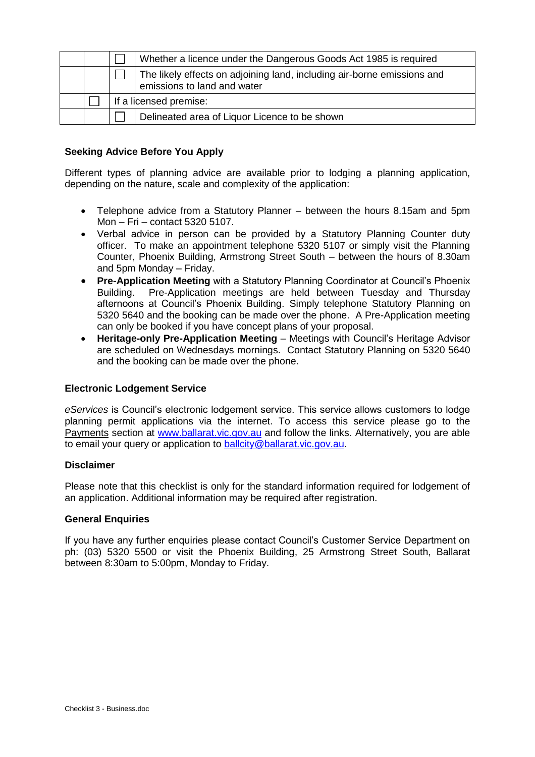| | | | |
|---|---|---|---|
| | | ☐ | Whether a licence under the Dangerous Goods Act 1985 is required |
| | | ☐ | The likely effects on adjoining land, including air-borne emissions and emissions to land and water |
| | ☐ | If a licensed premise: | |
| | | ☐ | Delineated area of Liquor Licence to be shown |

**Seeking Advice Before You Apply**

Different types of planning advice are available prior to lodging a planning application, depending on the nature, scale and complexity of the application:

- Telephone advice from a Statutory Planner – between the hours 8.15am and 5pm Mon – Fri – contact 5320 5107.
- Verbal advice in person can be provided by a Statutory Planning Counter duty officer. To make an appointment telephone 5320 5107 or simply visit the Planning Counter, Phoenix Building, Armstrong Street South – between the hours of 8.30am and 5pm Monday – Friday.
- **Pre-Application Meeting** with a Statutory Planning Coordinator at Council's Phoenix Building. Pre-Application meetings are held between Tuesday and Thursday afternoons at Council's Phoenix Building. Simply telephone Statutory Planning on 5320 5640 and the booking can be made over the phone. A Pre-Application meeting can only be booked if you have concept plans of your proposal.
- **Heritage-only Pre-Application Meeting** – Meetings with Council's Heritage Advisor are scheduled on Wednesdays mornings. Contact Statutory Planning on 5320 5640 and the booking can be made over the phone.

**Electronic Lodgement Service**

*eServices* is Council's electronic lodgement service. This service allows customers to lodge planning permit applications via the internet. To access this service please go to the Payments section at www.ballarat.vic.gov.au and follow the links. Alternatively, you are able to email your query or application to ballcity@ballarat.vic.gov.au.

**Disclaimer**

Please note that this checklist is only for the standard information required for lodgement of an application. Additional information may be required after registration.

**General Enquiries**

If you have any further enquiries please contact Council's Customer Service Department on ph: (03) 5320 5500 or visit the Phoenix Building, 25 Armstrong Street South, Ballarat between 8:30am to 5:00pm, Monday to Friday.